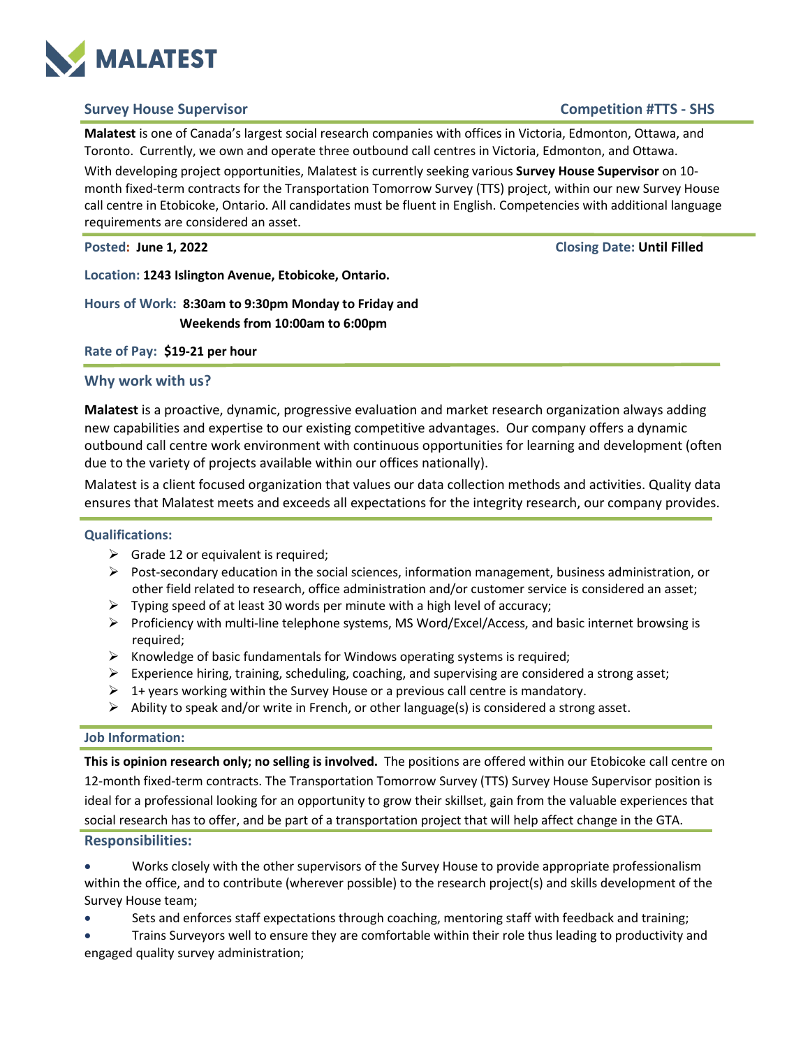**MALATEST**

## Survey House Supervisor

**Competition #TTS - SHS**

**Malatest** is one of Canada's largest social research companies with offices in Victoria, Edmonton, Ottawa, and Toronto. Currently, we own and operate three outbound call centres in Victoria, Edmonton, and Ottawa.

With developing project opportunities, Malatest is currently seeking various **Survey House Supervisor** on 10-month fixed-term contracts for the Transportation Tomorrow Survey (TTS) project, within our new Survey House call centre in Etobicoke, Ontario. All candidates must be fluent in English. Competencies with additional language requirements are considered an asset.

**Posted: June 1, 2022**

**Closing Date: Until Filled**

**Location: 1243 Islington Avenue, Etobicoke, Ontario.**

**Hours of Work: 8:30am to 9:30pm Monday to Friday and Weekends from 10:00am to 6:00pm**

**Rate of Pay: $19-21 per hour**

### Why work with us?

**Malatest** is a proactive, dynamic, progressive evaluation and market research organization always adding new capabilities and expertise to our existing competitive advantages. Our company offers a dynamic outbound call centre work environment with continuous opportunities for learning and development (often due to the variety of projects available within our offices nationally).

Malatest is a client focused organization that values our data collection methods and activities. Quality data ensures that Malatest meets and exceeds all expectations for the integrity research, our company provides.

### Qualifications:

- Grade 12 or equivalent is required;
- Post-secondary education in the social sciences, information management, business administration, or other field related to research, office administration and/or customer service is considered an asset;
- Typing speed of at least 30 words per minute with a high level of accuracy;
- Proficiency with multi-line telephone systems, MS Word/Excel/Access, and basic internet browsing is required;
- Knowledge of basic fundamentals for Windows operating systems is required;
- Experience hiring, training, scheduling, coaching, and supervising are considered a strong asset;
- 1+ years working within the Survey House or a previous call centre is mandatory.
- Ability to speak and/or write in French, or other language(s) is considered a strong asset.

### Job Information:

**This is opinion research only; no selling is involved.** The positions are offered within our Etobicoke call centre on 12-month fixed-term contracts. The Transportation Tomorrow Survey (TTS) Survey House Supervisor position is ideal for a professional looking for an opportunity to grow their skillset, gain from the valuable experiences that social research has to offer, and be part of a transportation project that will help affect change in the GTA.

### Responsibilities:

- Works closely with the other supervisors of the Survey House to provide appropriate professionalism within the office, and to contribute (wherever possible) to the research project(s) and skills development of the Survey House team;
- Sets and enforces staff expectations through coaching, mentoring staff with feedback and training;
- Trains Surveyors well to ensure they are comfortable within their role thus leading to productivity and engaged quality survey administration;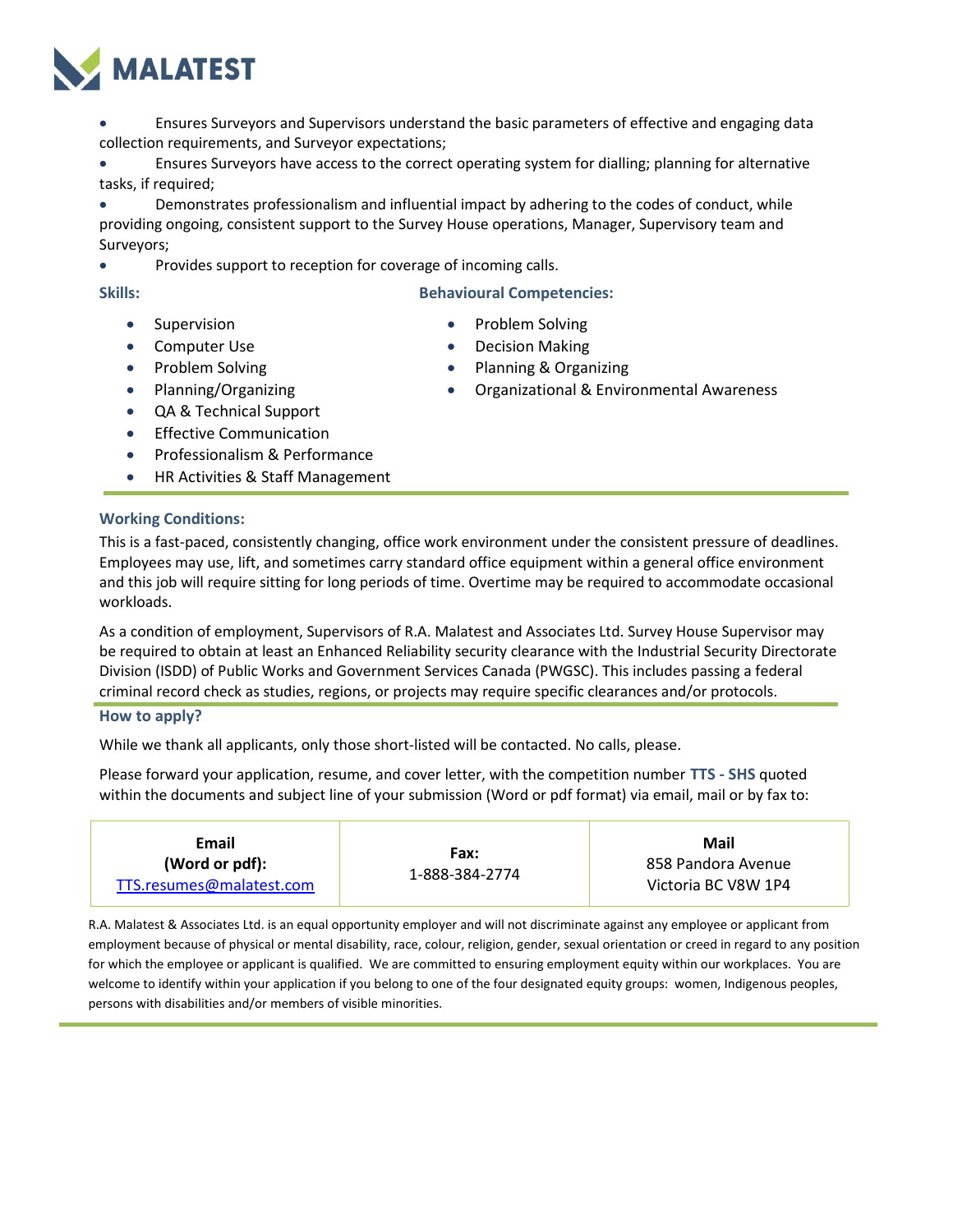- Ensures Surveyors and Supervisors understand the basic parameters of effective and engaging data collection requirements, and Surveyor expectations;
- Ensures Surveyors have access to the correct operating system for dialling; planning for alternative tasks, if required;
- Demonstrates professionalism and influential impact by adhering to the codes of conduct, while providing ongoing, consistent support to the Survey House operations, Manager, Supervisory team and Surveyors;
- Provides support to reception for coverage of incoming calls.

### Skills:

- Supervision
- Computer Use
- Problem Solving
- Planning/Organizing
- QA & Technical Support
- Effective Communication
- Professionalism & Performance
- HR Activities & Staff Management

### Behavioural Competencies:

- Problem Solving
- Decision Making
- Planning & Organizing
- Organizational & Environmental Awareness

### Working Conditions:

This is a fast-paced, consistently changing, office work environment under the consistent pressure of deadlines. Employees may use, lift, and sometimes carry standard office equipment within a general office environment and this job will require sitting for long periods of time. Overtime may be required to accommodate occasional workloads.

As a condition of employment, Supervisors of R.A. Malatest and Associates Ltd. Survey House Supervisor may be required to obtain at least an Enhanced Reliability security clearance with the Industrial Security Directorate Division (ISDD) of Public Works and Government Services Canada (PWGSC). This includes passing a federal criminal record check as studies, regions, or projects may require specific clearances and/or protocols.

### How to apply?

While we thank all applicants, only those short-listed will be contacted. No calls, please.

Please forward your application, resume, and cover letter, with the competition number **TTS - SHS** quoted within the documents and subject line of your submission (Word or pdf format) via email, mail or by fax to:

| Email (Word or pdf): | Fax: | Mail |
|---|---|---|
| TTS.resumes@malatest.com | 1-888-384-2774 | 858 Pandora Avenue Victoria BC V8W 1P4 |

R.A. Malatest & Associates Ltd. is an equal opportunity employer and will not discriminate against any employee or applicant from employment because of physical or mental disability, race, colour, religion, gender, sexual orientation or creed in regard to any position for which the employee or applicant is qualified. We are committed to ensuring employment equity within our workplaces. You are welcome to identify within your application if you belong to one of the four designated equity groups: women, Indigenous peoples, persons with disabilities and/or members of visible minorities.